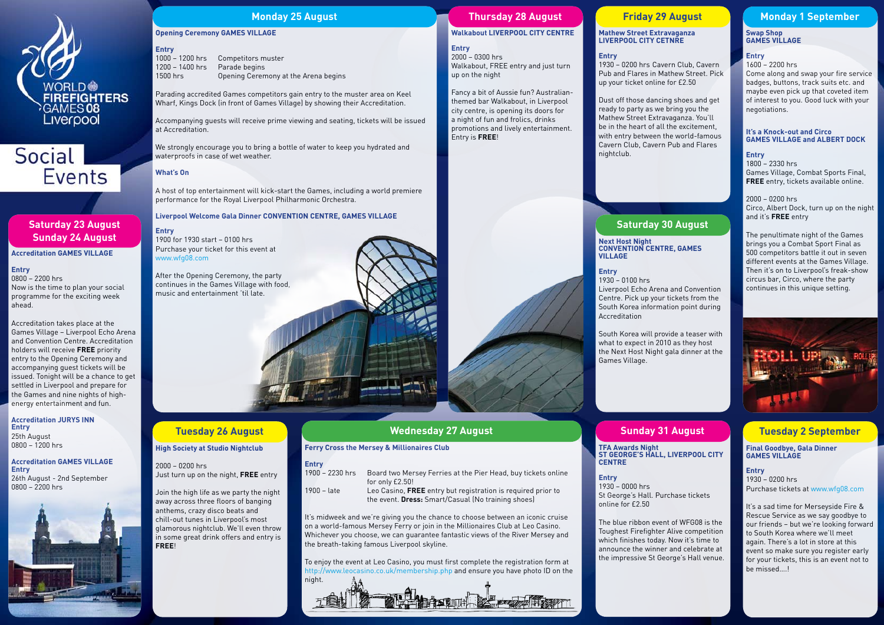World Firefighters Games 08 Liverpool

# Social Events

## Saturday 23 August / Sunday 24 August

**Accreditation GAMES VILLAGE**

**Entry**
0800 – 2200 hrs
Now is the time to plan your social programme for the exciting week ahead.

Accreditation takes place at the Games Village – Liverpool Echo Arena and Convention Centre. Accreditation holders will receive **FREE** priority entry to the Opening Ceremony and accompanying guest tickets will be issued. Tonight will be a chance to get settled in Liverpool and prepare for the Games and nine nights of high-energy entertainment and fun.

**Accreditation JURYS INN**
**Entry**
25th August
0800 – 1200 hrs

**Accreditation GAMES VILLAGE**
**Entry**
26th August - 2nd September
0800 – 2200 hrs

## Monday 25 August

**Opening Ceremony GAMES VILLAGE**

**Entry**

| | |
|---|---|
| 1000 – 1200 hrs | Competitors muster |
| 1200 – 1400 hrs | Parade begins |
| 1500 hrs | Opening Ceremony at the Arena begins |

Parading accredited Games competitors gain entry to the muster area on Keel Wharf, Kings Dock (in front of Games Village) by showing their Accreditation.

Accompanying guests will receive prime viewing and seating, tickets will be issued at Accreditation.

We strongly encourage you to bring a bottle of water to keep you hydrated and waterproofs in case of wet weather.

**What's On**

A host of top entertainment will kick-start the Games, including a world premiere performance for the Royal Liverpool Philharmonic Orchestra.

**Liverpool Welcome Gala Dinner CONVENTION CENTRE, GAMES VILLAGE**

**Entry**
1900 for 1930 start – 0100 hrs
Purchase your ticket for this event at www.wfg08.com

After the Opening Ceremony, the party continues in the Games Village with food, music and entertainment 'til late.

## Tuesday 26 August

**High Society at Studio Nightclub**

2000 – 0200 hrs
Just turn up on the night, **FREE** entry

Join the high life as we party the night away across three floors of banging anthems, crazy disco beats and chill-out tunes in Liverpool's most glamorous nightclub. We'll even throw in some great drink offers and entry is **FREE**!

## Wednesday 27 August

**Ferry Cross the Mersey & Millionaires Club**

**Entry**

| | |
|---|---|
| 1900 – 2230 hrs | Board two Mersey Ferries at the Pier Head, buy tickets online for only £2.50! |
| 1900 – late | Leo Casino, **FREE** entry but registration is required prior to the event. **Dress:** Smart/Casual (No training shoes) |

It's midweek and we're giving you the chance to choose between an iconic cruise on a world-famous Mersey Ferry or join in the Millionaires Club at Leo Casino. Whichever you choose, we can guarantee fantastic views of the River Mersey and the breath-taking famous Liverpool skyline.

To enjoy the event at Leo Casino, you must first complete the registration form at http://www.leocasino.co.uk/membership.php and ensure you have photo ID on the night.

## Thursday 28 August

**Walkabout LIVERPOOL CITY CENTRE**

**Entry**
2000 – 0300 hrs
Walkabout, FREE entry and just turn up on the night

Fancy a bit of Aussie fun? Australian-themed bar Walkabout, in Liverpool city centre, is opening its doors for a night of fun and frolics, drinks promotions and lively entertainment. Entry is **FREE**!

## Friday 29 August

**Mathew Street Extravaganza LIVERPOOL CITY CETNRE**

**Entry**
1930 – 0200 hrs Cavern Club, Cavern Pub and Flares in Mathew Street. Pick up your ticket online for £2.50

Dust off those dancing shoes and get ready to party as we bring you the Mathew Street Extravaganza. You'll be in the heart of all the excitement, with entry between the world-famous Cavern Club, Cavern Pub and Flares nightclub.

## Saturday 30 August

**Next Host Night CONVENTION CENTRE, GAMES VILLAGE**

**Entry**
1930 – 0100 hrs
Liverpool Echo Arena and Convention Centre. Pick up your tickets from the South Korea information point during Accreditation

South Korea will provide a teaser with what to expect in 2010 as they host the Next Host Night gala dinner at the Games Village.

## Sunday 31 August

**TFA Awards Night ST GEORGE'S HALL, LIVERPOOL CITY CENTRE**

**Entry**
1930 – 0000 hrs
St George's Hall. Purchase tickets online for £2.50

The blue ribbon event of WFG08 is the Toughest Firefighter Alive competition which finishes today. Now it's time to announce the winner and celebrate at the impressive St George's Hall venue.

## Monday 1 September

**Swap Shop GAMES VILLAGE**

**Entry**
1600 – 2200 hrs
Come along and swap your fire service badges, buttons, track suits etc. and maybe even pick up that coveted item of interest to you. Good luck with your negotiations.

**It's a Knock-out and Circo GAMES VILLAGE and ALBERT DOCK**

**Entry**
1800 – 2330 hrs
Games Village, Combat Sports Final, **FREE** entry, tickets available online.

2000 – 0200 hrs
Circo, Albert Dock, turn up on the night and it's **FREE** entry

The penultimate night of the Games brings you a Combat Sport Final as 500 competitors battle it out in seven different events at the Games Village. Then it's on to Liverpool's freak-show circus bar, Circo, where the party continues in this unique setting.

## Tuesday 2 September

**Final Goodbye, Gala Dinner GAMES VILLAGE**

**Entry**
1930 – 0200 hrs
Purchase tickets at www.wfg08.com

It's a sad time for Merseyside Fire & Rescue Service as we say goodbye to our friends – but we're looking forward to South Korea where we'll meet again. There's a lot in store at this event so make sure you register early for your tickets, this is an event not to be missed....!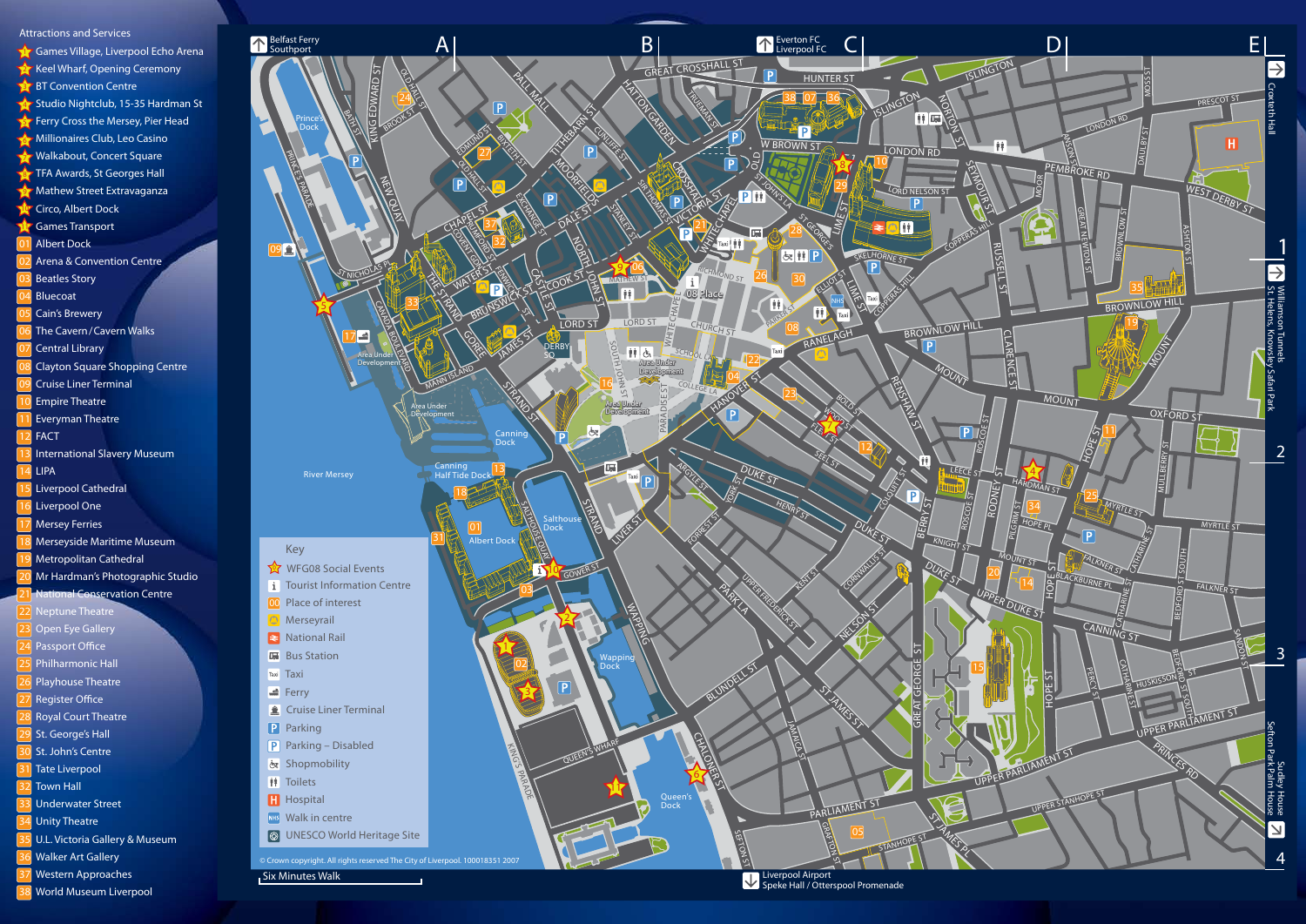## Attractions and Services

- ★ Games Village, Liverpool Echo Arena
- ★ Keel Wharf, Opening Ceremony
- ★ BT Convention Centre
- ★ Studio Nightclub, 15-35 Hardman St
- ★ Ferry Cross the Mersey, Pier Head
- ★ Millionaires Club, Leo Casino
- ★ Walkabout, Concert Square
- ★ TFA Awards, St Georges Hall
- ★ Mathew Street Extravaganza
- ★ Circo, Albert Dock
- ★ Games Transport

- 01 Albert Dock
- 02 Arena & Convention Centre
- 03 Beatles Story
- 04 Bluecoat
- 05 Cain's Brewery
- 06 The Cavern / Cavern Walks
- 07 Central Library
- 08 Clayton Square Shopping Centre
- 09 Cruise Liner Terminal
- 10 Empire Theatre
- 11 Everyman Theatre
- 12 FACT
- 13 International Slavery Museum
- 14 LIPA
- 15 Liverpool Cathedral
- 16 Liverpool One
- 17 Mersey Ferries
- 18 Merseyside Maritime Museum
- 19 Metropolitan Cathedral
- 20 Mr Hardman's Photographic Studio
- 21 National Conservation Centre
- 22 Neptune Theatre
- 23 Open Eye Gallery
- 24 Passport Office
- 25 Philharmonic Hall
- 26 Playhouse Theatre
- 27 Register Office
- 28 Royal Court Theatre
- 29 St. George's Hall
- 30 St. John's Centre
- 31 Tate Liverpool
- 32 Town Hall
- 33 Underwater Street
- 34 Unity Theatre
- 35 U.L. Victoria Gallery & Museum
- 36 Walker Art Gallery
- 37 Western Approaches
- 38 World Museum Liverpool

Belfast Ferry
Southport

Everton FC
Liverpool FC

Crosteth Hall

Williamson Tunnels
St. Helens, Knowsley Safari Park

Sefton Park/Palm House
Sudley House

Liverpool Airport
Speke Hall / Otterspool Promenade

A B C D E
1 2 3 4

River Mersey

### Key

- WFG08 Social Events
- Tourist Information Centre
- 00 Place of interest
- Merseyrail
- National Rail
- Bus Station
- Taxi
- Ferry
- Cruise Liner Terminal
- Parking
- Parking – Disabled
- Shopmobility
- Toilets
- Hospital
- Walk in centre
- UNESCO World Heritage Site

Six Minutes Walk

© Crown copyright. All rights reserved The City of Liverpool. 100018351 2007